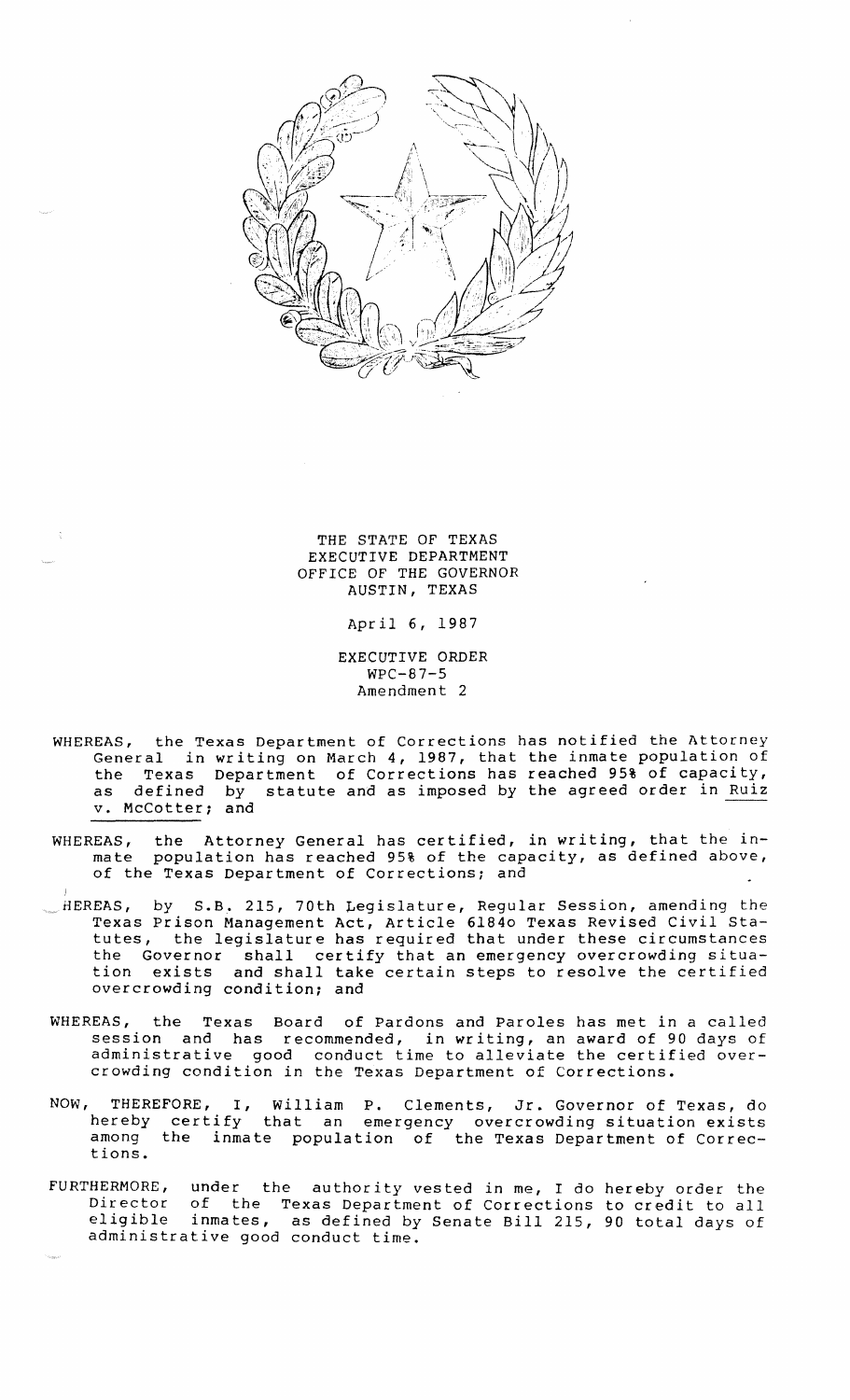THE STATE OF TEXAS
EXECUTIVE DEPARTMENT
OFFICE OF THE GOVERNOR
AUSTIN, TEXAS

April 6, 1987

EXECUTIVE ORDER
WPC-87-5
Amendment 2

WHEREAS, the Texas Department of Corrections has notified the Attorney General in writing on March 4, 1987, that the inmate population of the Texas Department of Corrections has reached 95% of capacity, as defined by statute and as imposed by the agreed order in Ruiz v. McCotter; and

WHEREAS, the Attorney General has certified, in writing, that the inmate population has reached 95% of the capacity, as defined above, of the Texas Department of Corrections; and

WHEREAS, by S.B. 215, 70th Legislature, Regular Session, amending the Texas Prison Management Act, Article 6184o Texas Revised Civil Statutes, the legislature has required that under these circumstances the Governor shall certify that an emergency overcrowding situation exists and shall take certain steps to resolve the certified overcrowding condition; and

WHEREAS, the Texas Board of Pardons and Paroles has met in a called session and has recommended, in writing, an award of 90 days of administrative good conduct time to alleviate the certified overcrowding condition in the Texas Department of Corrections.

NOW, THEREFORE, I, William P. Clements, Jr. Governor of Texas, do hereby certify that an emergency overcrowding situation exists among the inmate population of the Texas Department of Corrections.

FURTHERMORE, under the authority vested in me, I do hereby order the Director of the Texas Department of Corrections to credit to all eligible inmates, as defined by Senate Bill 215, 90 total days of administrative good conduct time.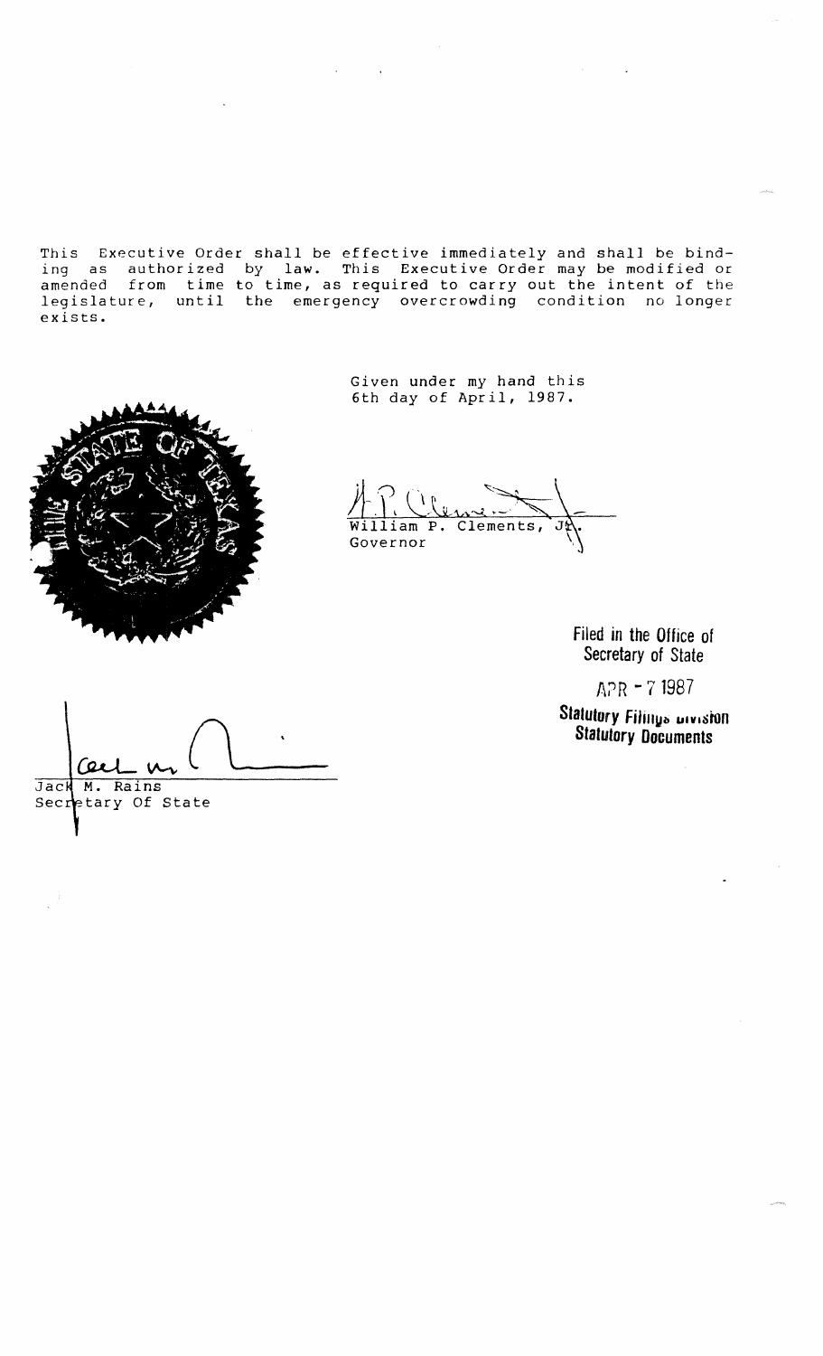This Executive Order shall be effective immediately and shall be binding as authorized by law. This Executive Order may be modified or amended from time to time, as required to carry out the intent of the legislature, until the emergency overcrowding condition no longer exists.

Given under my hand this
6th day of April, 1987.

William P. Clements, Jr.
Governor

Filed in the Office of
Secretary of State

APR - 7 1987

Statutory Filings Division
Statutory Documents

Jack M. Rains
Secretary Of State